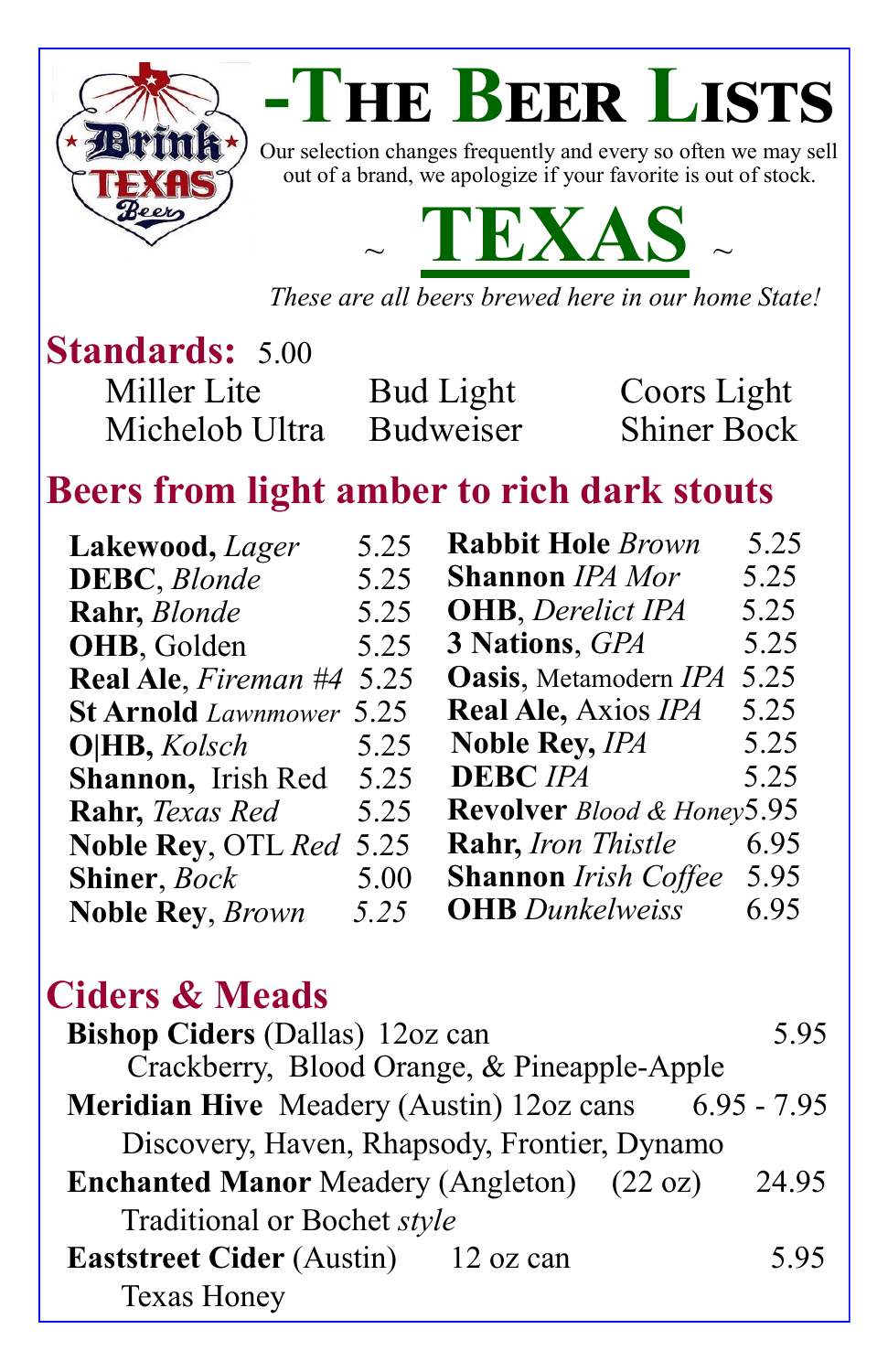# -The Beer Lists

Our selection changes frequently and every so often we may sell out of a brand, we apologize if your favorite is out of stock.

## ~ TEXAS ~

*These are all beers brewed here in our home State!*

## Standards: 5.00

| | | |
|---|---|---|
| Miller Lite | Bud Light | Coors Light |
| Michelob Ultra | Budweiser | Shiner Bock |

## Beers from light amber to rich dark stouts

| Beer | Price |
|---|---|
| **Lakewood,** *Lager* | 5.25 |
| **DEBC**, *Blonde* | 5.25 |
| **Rahr,** *Blonde* | 5.25 |
| **OHB**, Golden | 5.25 |
| **Real Ale**, *Fireman #4* | 5.25 |
| **St Arnold** *Lawnmower* | 5.25 |
| **O\|HB,** *Kolsch* | 5.25 |
| **Shannon,** Irish Red | 5.25 |
| **Rahr,** *Texas Red* | 5.25 |
| **Noble Rey**, OTL *Red* | 5.25 |
| **Shiner**, *Bock* | 5.00 |
| **Noble Rey**, *Brown* | *5.25* |
| **Rabbit Hole** *Brown* | 5.25 |
| **Shannon** *IPA Mor* | 5.25 |
| **OHB**, *Derelict IPA* | 5.25 |
| **3 Nations**, *GPA* | 5.25 |
| **Oasis**, Metamodern *IPA* | 5.25 |
| **Real Ale,** Axios *IPA* | 5.25 |
| **Noble Rey,** *IPA* | 5.25 |
| **DEBC** *IPA* | 5.25 |
| **Revolver** *Blood & Honey* | 5.95 |
| **Rahr,** *Iron Thistle* | 6.95 |
| **Shannon** *Irish Coffee* | 5.95 |
| **OHB** *Dunkelweiss* | 6.95 |

## Ciders & Meads

**Bishop Ciders** (Dallas) 12oz can — 5.95
Crackberry, Blood Orange, & Pineapple-Apple

**Meridian Hive** Meadery (Austin) 12oz cans — 6.95 - 7.95
Discovery, Haven, Rhapsody, Frontier, Dynamo

**Enchanted Manor** Meadery (Angleton) (22 oz) — 24.95
Traditional or Bochet *style*

**Eaststreet Cider** (Austin) 12 oz can — 5.95
Texas Honey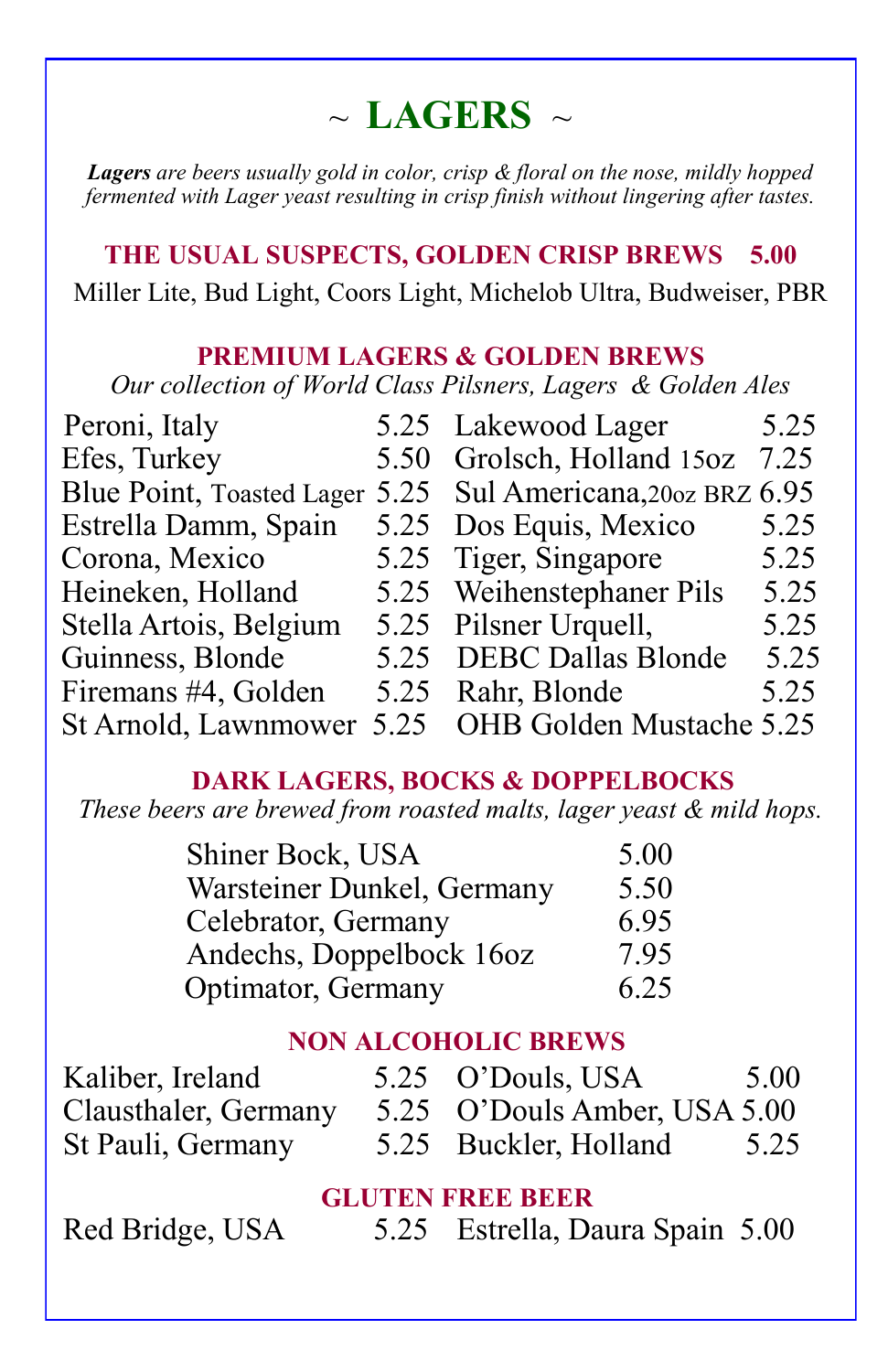# ~ LAGERS ~

***Lagers** are beers usually gold in color, crisp & floral on the nose, mildly hopped fermented with Lager yeast resulting in crisp finish without lingering after tastes.*

## THE USUAL SUSPECTS, GOLDEN CRISP BREWS 5.00

Miller Lite, Bud Light, Coors Light, Michelob Ultra, Budweiser, PBR

## PREMIUM LAGERS & GOLDEN BREWS

*Our collection of World Class Pilsners, Lagers & Golden Ales*

| | | | |
|---|---|---|---|
| Peroni, Italy | 5.25 | Lakewood Lager | 5.25 |
| Efes, Turkey | 5.50 | Grolsch, Holland 15oz | 7.25 |
| Blue Point, Toasted Lager | 5.25 | Sul Americana,20oz BRZ | 6.95 |
| Estrella Damm, Spain | 5.25 | Dos Equis, Mexico | 5.25 |
| Corona, Mexico | 5.25 | Tiger, Singapore | 5.25 |
| Heineken, Holland | 5.25 | Weihenstephaner Pils | 5.25 |
| Stella Artois, Belgium | 5.25 | Pilsner Urquell, | 5.25 |
| Guinness, Blonde | 5.25 | DEBC Dallas Blonde | 5.25 |
| Firemans #4, Golden | 5.25 | Rahr, Blonde | 5.25 |
| St Arnold, Lawnmower | 5.25 | OHB Golden Mustache | 5.25 |

## DARK LAGERS, BOCKS & DOPPELBOCKS

*These beers are brewed from roasted malts, lager yeast & mild hops.*

| | |
|---|---|
| Shiner Bock, USA | 5.00 |
| Warsteiner Dunkel, Germany | 5.50 |
| Celebrator, Germany | 6.95 |
| Andechs, Doppelbock 16oz | 7.95 |
| Optimator, Germany | 6.25 |

## NON ALCOHOLIC BREWS

| | | | |
|---|---|---|---|
| Kaliber, Ireland | 5.25 | O'Douls, USA | 5.00 |
| Clausthaler, Germany | 5.25 | O'Douls Amber, USA | 5.00 |
| St Pauli, Germany | 5.25 | Buckler, Holland | 5.25 |

## GLUTEN FREE BEER

| | | | |
|---|---|---|---|
| Red Bridge, USA | 5.25 | Estrella, Daura Spain | 5.00 |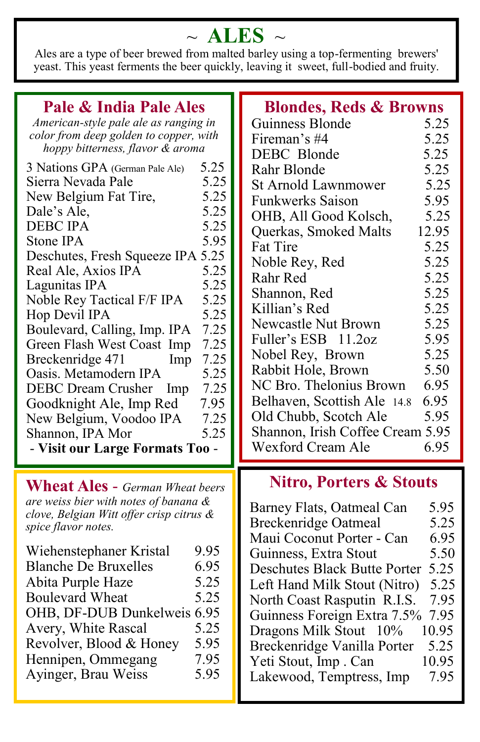# ~ ALES ~

Ales are a type of beer brewed from malted barley using a top-fermenting brewers' yeast. This yeast ferments the beer quickly, leaving it sweet, full-bodied and fruity.

## Pale & India Pale Ales

*American-style pale ale as ranging in color from deep golden to copper, with hoppy bitterness, flavor & aroma*

| Beer | Price |
|---|---|
| 3 Nations GPA (German Pale Ale) | 5.25 |
| Sierra Nevada Pale | 5.25 |
| New Belgium Fat Tire, | 5.25 |
| Dale's Ale, | 5.25 |
| DEBC IPA | 5.25 |
| Stone IPA | 5.95 |
| Deschutes, Fresh Squeeze IPA | 5.25 |
| Real Ale, Axios IPA | 5.25 |
| Lagunitas IPA | 5.25 |
| Noble Rey Tactical F/F IPA | 5.25 |
| Hop Devil IPA | 5.25 |
| Boulevard, Calling, Imp. IPA | 7.25 |
| Green Flash West Coast Imp | 7.25 |
| Breckenridge 471 Imp | 7.25 |
| Oasis. Metamodern IPA | 5.25 |
| DEBC Dream Crusher Imp | 7.25 |
| Goodknight Ale, Imp Red | 7.95 |
| New Belgium, Voodoo IPA | 7.25 |
| Shannon, IPA Mor | 5.25 |

- **Visit our Large Formats Too** -

## Wheat Ales

*German Wheat beers are weiss bier with notes of banana & clove, Belgian Witt offer crisp citrus & spice flavor notes.*

| Beer | Price |
|---|---|
| Wiehenstephaner Kristal | 9.95 |
| Blanche De Bruxelles | 6.95 |
| Abita Purple Haze | 5.25 |
| Boulevard Wheat | 5.25 |
| OHB, DF-DUB Dunkelweis | 6.95 |
| Avery, White Rascal | 5.25 |
| Revolver, Blood & Honey | 5.95 |
| Hennipen, Ommegang | 7.95 |
| Ayinger, Brau Weiss | 5.95 |

## Blondes, Reds & Browns

| Beer | Price |
|---|---|
| Guinness Blonde | 5.25 |
| Fireman's #4 | 5.25 |
| DEBC Blonde | 5.25 |
| Rahr Blonde | 5.25 |
| St Arnold Lawnmower | 5.25 |
| Funkwerks Saison | 5.95 |
| OHB, All Good Kolsch, | 5.25 |
| Querkas, Smoked Malts | 12.95 |
| Fat Tire | 5.25 |
| Noble Rey, Red | 5.25 |
| Rahr Red | 5.25 |
| Shannon, Red | 5.25 |
| Killian's Red | 5.25 |
| Newcastle Nut Brown | 5.25 |
| Fuller's ESB 11.2oz | 5.95 |
| Nobel Rey, Brown | 5.25 |
| Rabbit Hole, Brown | 5.50 |
| NC Bro. Thelonius Brown | 6.95 |
| Belhaven, Scottish Ale 14.8 | 6.95 |
| Old Chubb, Scotch Ale | 5.95 |
| Shannon, Irish Coffee Cream | 5.95 |
| Wexford Cream Ale | 6.95 |

## Nitro, Porters & Stouts

| Beer | Price |
|---|---|
| Barney Flats, Oatmeal Can | 5.95 |
| Breckenridge Oatmeal | 5.25 |
| Maui Coconut Porter - Can | 6.95 |
| Guinness, Extra Stout | 5.50 |
| Deschutes Black Butte Porter | 5.25 |
| Left Hand Milk Stout (Nitro) | 5.25 |
| North Coast Rasputin R.I.S. | 7.95 |
| Guinness Foreign Extra 7.5% | 7.95 |
| Dragons Milk Stout 10% | 10.95 |
| Breckenridge Vanilla Porter | 5.25 |
| Yeti Stout, Imp . Can | 10.95 |
| Lakewood, Temptress, Imp | 7.95 |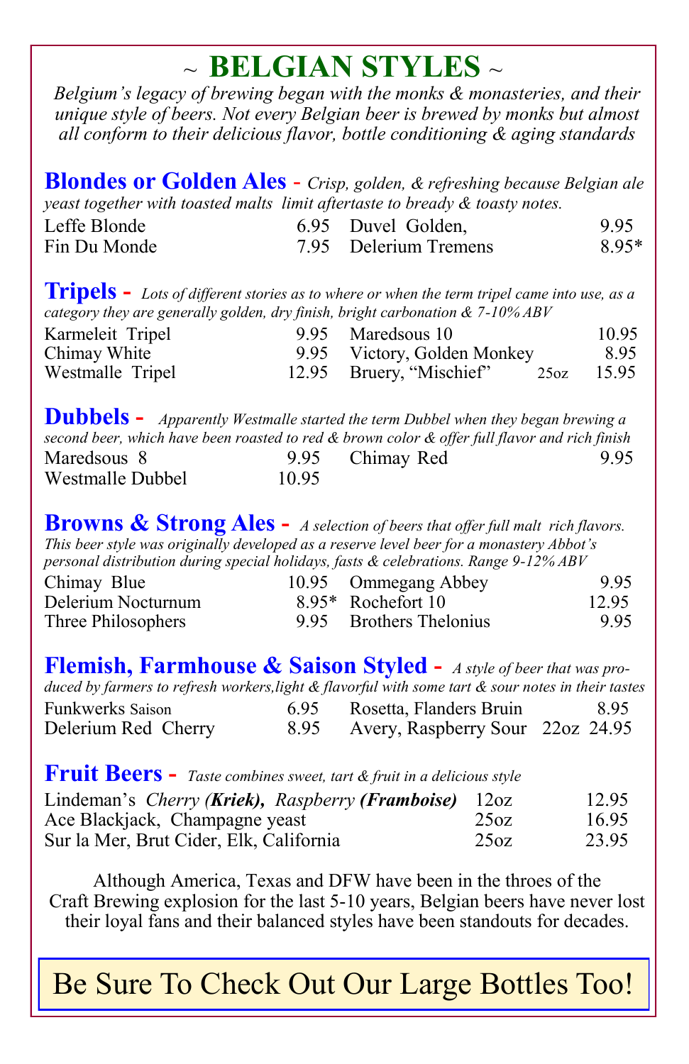# ~ BELGIAN STYLES ~

*Belgium's legacy of brewing began with the monks & monasteries, and their unique style of beers. Not every Belgian beer is brewed by monks but almost all conform to their delicious flavor, bottle conditioning & aging standards*

## Blondes or Golden Ales - *Crisp, golden, & refreshing because Belgian ale yeast together with toasted malts limit aftertaste to bready & toasty notes.*

| | | | |
|---|---|---|---|
| Leffe Blonde | 6.95 | Duvel Golden, | 9.95 |
| Fin Du Monde | 7.95 | Delerium Tremens | 8.95* |

## Tripels - *Lots of different stories as to where or when the term tripel came into use, as a category they are generally golden, dry finish, bright carbonation & 7-10% ABV*

| | | | |
|---|---|---|---|
| Karmeleit Tripel | 9.95 | Maredsous 10 | 10.95 |
| Chimay White | 9.95 | Victory, Golden Monkey | 8.95 |
| Westmalle Tripel | 12.95 | Bruery, "Mischief" 25oz | 15.95 |

## Dubbels - *Apparently Westmalle started the term Dubbel when they began brewing a second beer, which have been roasted to red & brown color & offer full flavor and rich finish*

| | | | |
|---|---|---|---|
| Maredsous 8 | 9.95 | Chimay Red | 9.95 |
| Westmalle Dubbel | 10.95 | | |

## Browns & Strong Ales - *A selection of beers that offer full malt rich flavors. This beer style was originally developed as a reserve level beer for a monastery Abbot's personal distribution during special holidays, fasts & celebrations. Range 9-12% ABV*

| | | | |
|---|---|---|---|
| Chimay Blue | 10.95 | Ommegang Abbey | 9.95 |
| Delerium Nocturnum | 8.95* | Rochefort 10 | 12.95 |
| Three Philosophers | 9.95 | Brothers Thelonius | 9.95 |

## Flemish, Farmhouse & Saison Styled - *A style of beer that was produced by farmers to refresh workers,light & flavorful with some tart & sour notes in their tastes*

| | | | |
|---|---|---|---|
| Funkwerks Saison | 6.95 | Rosetta, Flanders Bruin | 8.95 |
| Delerium Red Cherry | 8.95 | Avery, Raspberry Sour 22oz | 24.95 |

## Fruit Beers - *Taste combines sweet, tart & fruit in a delicious style*

| | | |
|---|---|---|
| Lindeman's *Cherry* ***(Kriek)***, *Raspberry* ***(Framboise)*** | 12oz | 12.95 |
| Ace Blackjack, Champagne yeast | 25oz | 16.95 |
| Sur la Mer, Brut Cider, Elk, California | 25oz | 23.95 |

Although America, Texas and DFW have been in the throes of the Craft Brewing explosion for the last 5-10 years, Belgian beers have never lost their loyal fans and their balanced styles have been standouts for decades.

**Be Sure To Check Out Our Large Bottles Too!**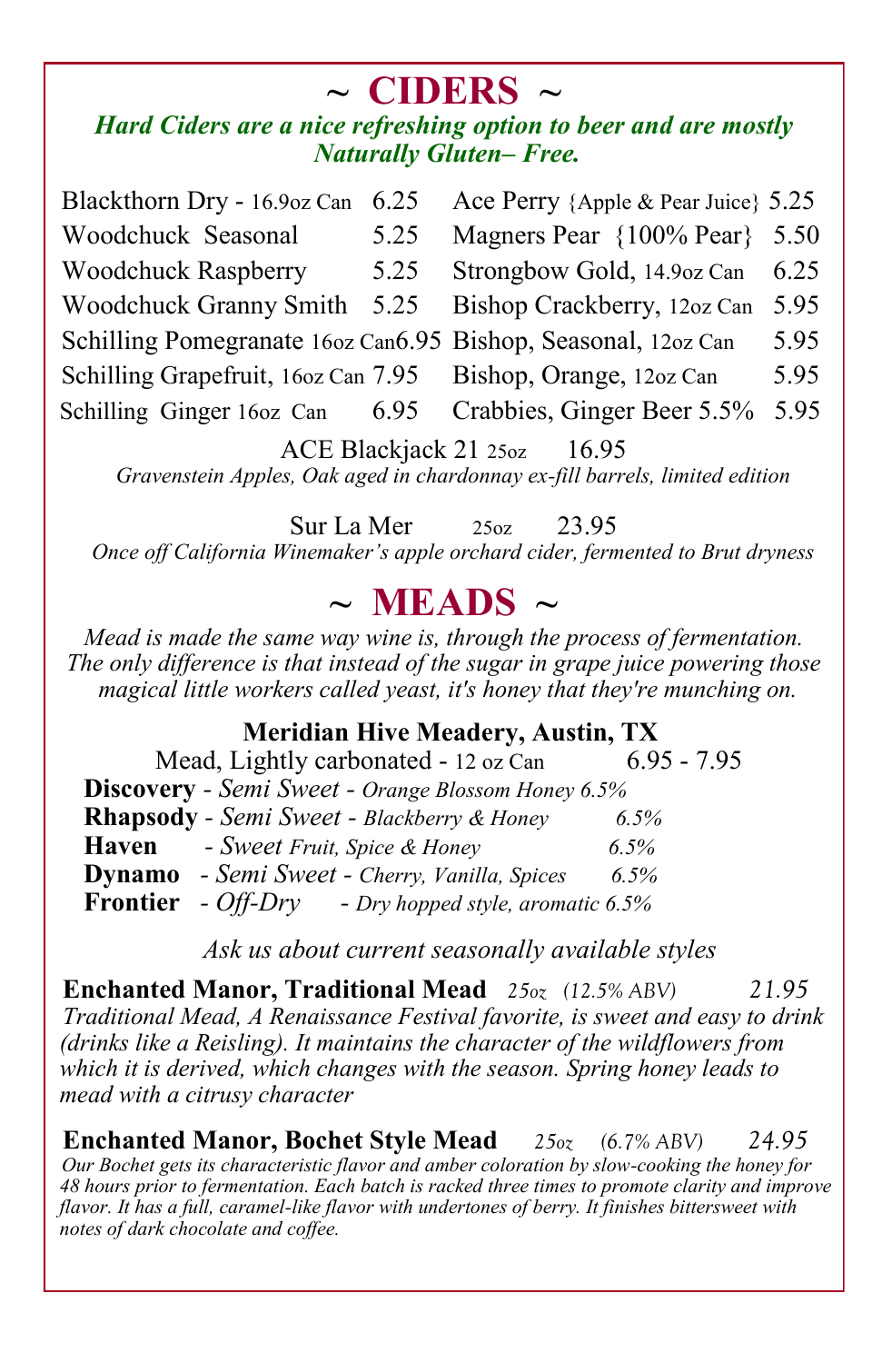# ~ CIDERS ~

***Hard Ciders are a nice refreshing option to beer and are mostly Naturally Gluten– Free.***

| | | | |
|---|---|---|---|
| Blackthorn Dry - 16.9oz Can | 6.25 | Ace Perry {Apple & Pear Juice} | 5.25 |
| Woodchuck Seasonal | 5.25 | Magners Pear {100% Pear} | 5.50 |
| Woodchuck Raspberry | 5.25 | Strongbow Gold, 14.9oz Can | 6.25 |
| Woodchuck Granny Smith | 5.25 | Bishop Crackberry, 12oz Can | 5.95 |
| Schilling Pomegranate 16oz Can | 6.95 | Bishop, Seasonal, 12oz Can | 5.95 |
| Schilling Grapefruit, 16oz Can | 7.95 | Bishop, Orange, 12oz Can | 5.95 |
| Schilling Ginger 16oz Can | 6.95 | Crabbies, Ginger Beer 5.5% | 5.95 |

ACE Blackjack 21 25oz 16.95

*Gravenstein Apples, Oak aged in chardonnay ex-fill barrels, limited edition*

Sur La Mer 25oz 23.95

*Once off California Winemaker's apple orchard cider, fermented to Brut dryness*

# ~ MEADS ~

*Mead is made the same way wine is, through the process of fermentation. The only difference is that instead of the sugar in grape juice powering those magical little workers called yeast, it's honey that they're munching on.*

**Meridian Hive Meadery, Austin, TX**

Mead, Lightly carbonated - 12 oz Can 6.95 - 7.95

**Discovery** - *Semi Sweet - Orange Blossom Honey 6.5%*
**Rhapsody** - *Semi Sweet - Blackberry & Honey 6.5%*
**Haven** - *Sweet Fruit, Spice & Honey 6.5%*
**Dynamo** - *Semi Sweet - Cherry, Vanilla, Spices 6.5%*
**Frontier** - *Off-Dry - Dry hopped style, aromatic 6.5%*

*Ask us about current seasonally available styles*

**Enchanted Manor, Traditional Mead** *25oz (12.5% ABV)* *21.95*

*Traditional Mead, A Renaissance Festival favorite, is sweet and easy to drink (drinks like a Reisling). It maintains the character of the wildflowers from which it is derived, which changes with the season. Spring honey leads to mead with a citrusy character*

**Enchanted Manor, Bochet Style Mead** *25oz (6.7% ABV)* *24.95*

*Our Bochet gets its characteristic flavor and amber coloration by slow-cooking the honey for 48 hours prior to fermentation. Each batch is racked three times to promote clarity and improve flavor. It has a full, caramel-like flavor with undertones of berry. It finishes bittersweet with notes of dark chocolate and coffee.*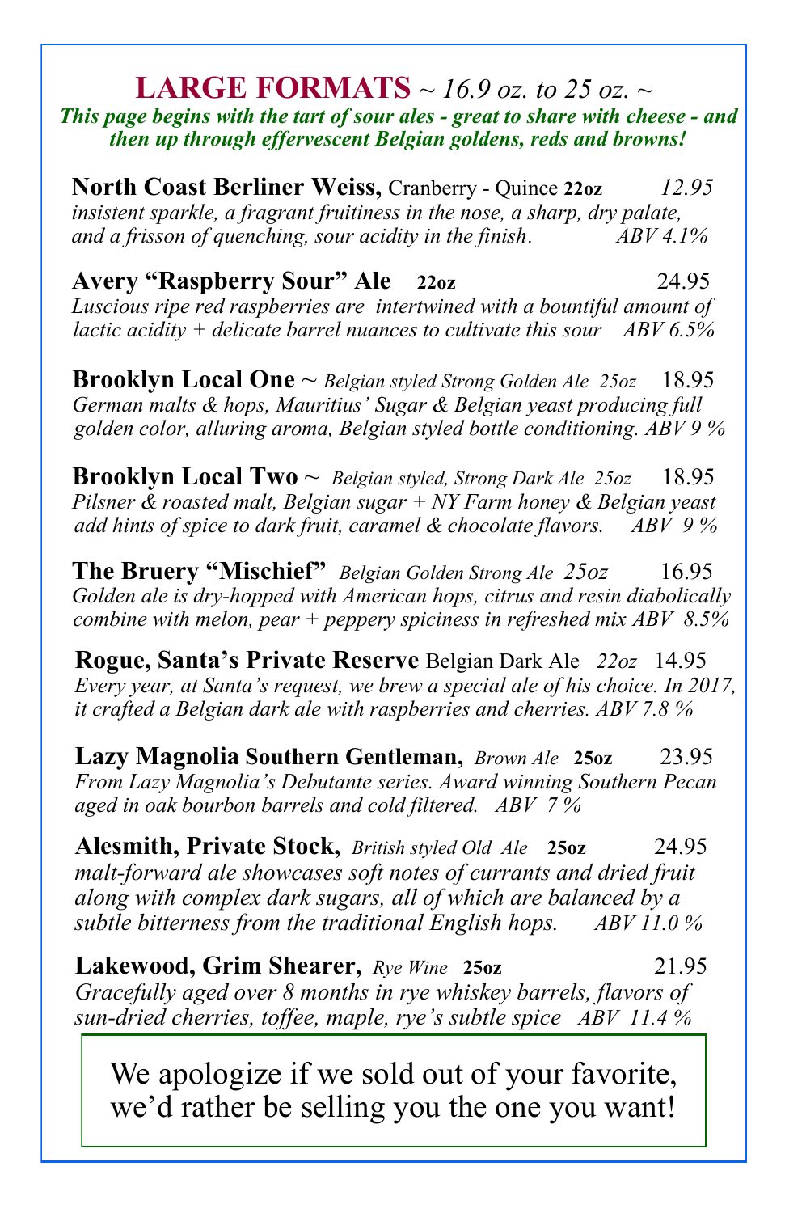# LARGE FORMATS *~ 16.9 oz. to 25 oz. ~*

***This page begins with the tart of sour ales - great to share with cheese - and then up through effervescent Belgian goldens, reds and browns!***

**North Coast Berliner Weiss,** Cranberry - Quince **22oz** *12.95*
*insistent sparkle, a fragrant fruitiness in the nose, a sharp, dry palate, and a frisson of quenching, sour acidity in the finish. ABV 4.1%*

**Avery "Raspberry Sour" Ale** **22oz** 24.95
*Luscious ripe red raspberries are intertwined with a bountiful amount of lactic acidity + delicate barrel nuances to cultivate this sour ABV 6.5%*

**Brooklyn Local One** ~ *Belgian styled Strong Golden Ale 25oz* 18.95
*German malts & hops, Mauritius' Sugar & Belgian yeast producing full golden color, alluring aroma, Belgian styled bottle conditioning. ABV 9 %*

**Brooklyn Local Two** ~ *Belgian styled, Strong Dark Ale 25oz* 18.95
*Pilsner & roasted malt, Belgian sugar + NY Farm honey & Belgian yeast add hints of spice to dark fruit, caramel & chocolate flavors. ABV 9 %*

**The Bruery "Mischief"** *Belgian Golden Strong Ale 25oz* 16.95
*Golden ale is dry-hopped with American hops, citrus and resin diabolically combine with melon, pear + peppery spiciness in refreshed mix ABV 8.5%*

**Rogue, Santa's Private Reserve** Belgian Dark Ale *22oz* 14.95
*Every year, at Santa's request, we brew a special ale of his choice. In 2017, it crafted a Belgian dark ale with raspberries and cherries. ABV 7.8 %*

**Lazy Magnolia Southern Gentleman,** *Brown Ale* **25oz** 23.95
*From Lazy Magnolia's Debutante series. Award winning Southern Pecan aged in oak bourbon barrels and cold filtered. ABV 7 %*

**Alesmith, Private Stock,** *British styled Old Ale* **25oz** 24.95
*malt-forward ale showcases soft notes of currants and dried fruit along with complex dark sugars, all of which are balanced by a subtle bitterness from the traditional English hops. ABV 11.0 %*

**Lakewood, Grim Shearer,** *Rye Wine* **25oz** 21.95
*Gracefully aged over 8 months in rye whiskey barrels, flavors of sun-dried cherries, toffee, maple, rye's subtle spice ABV 11.4 %*

We apologize if we sold out of your favorite, we'd rather be selling you the one you want!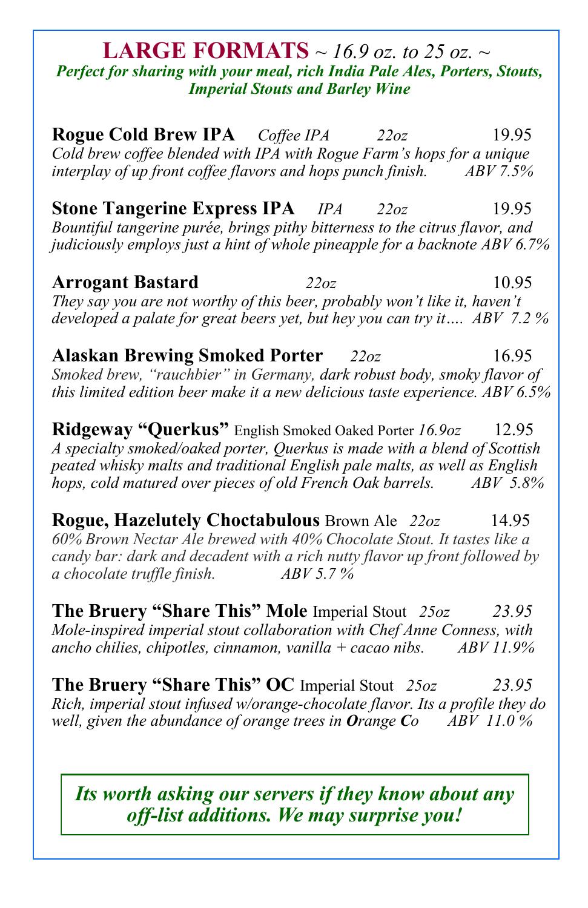# LARGE FORMATS *~ 16.9 oz. to 25 oz. ~*

***Perfect for sharing with your meal, rich India Pale Ales, Porters, Stouts, Imperial Stouts and Barley Wine***

**Rogue Cold Brew IPA** *Coffee IPA* *22oz* 19.95
*Cold brew coffee blended with IPA with Rogue Farm's hops for a unique interplay of up front coffee flavors and hops punch finish.* *ABV 7.5%*

**Stone Tangerine Express IPA** *IPA* *22oz* 19.95
*Bountiful tangerine purée, brings pithy bitterness to the citrus flavor, and judiciously employs just a hint of whole pineapple for a backnote ABV 6.7%*

**Arrogant Bastard** *22oz* 10.95
*They say you are not worthy of this beer, probably won't like it, haven't developed a palate for great beers yet, but hey you can try it…. ABV 7.2 %*

**Alaskan Brewing Smoked Porter** *22oz* 16.95
*Smoked brew, "rauchbier" in Germany, dark robust body, smoky flavor of this limited edition beer make it a new delicious taste experience. ABV 6.5%*

**Ridgeway "Querkus"** English Smoked Oaked Porter *16.9oz* 12.95
*A specialty smoked/oaked porter, Querkus is made with a blend of Scottish peated whisky malts and traditional English pale malts, as well as English hops, cold matured over pieces of old French Oak barrels.* *ABV 5.8%*

**Rogue, Hazelutely Choctabulous** Brown Ale *22oz* 14.95
*60% Brown Nectar Ale brewed with 40% Chocolate Stout. It tastes like a candy bar: dark and decadent with a rich nutty flavor up front followed by a chocolate truffle finish.* *ABV 5.7 %*

**The Bruery "Share This" Mole** Imperial Stout *25oz* *23.95*
*Mole-inspired imperial stout collaboration with Chef Anne Conness, with ancho chilies, chipotles, cinnamon, vanilla + cacao nibs.* *ABV 11.9%*

**The Bruery "Share This" OC** Imperial Stout *25oz* *23.95*
*Rich, imperial stout infused w/orange-chocolate flavor. Its a profile they do well, given the abundance of orange trees in **O**range **C**o* *ABV 11.0 %*

***Its worth asking our servers if they know about any off-list additions. We may surprise you!***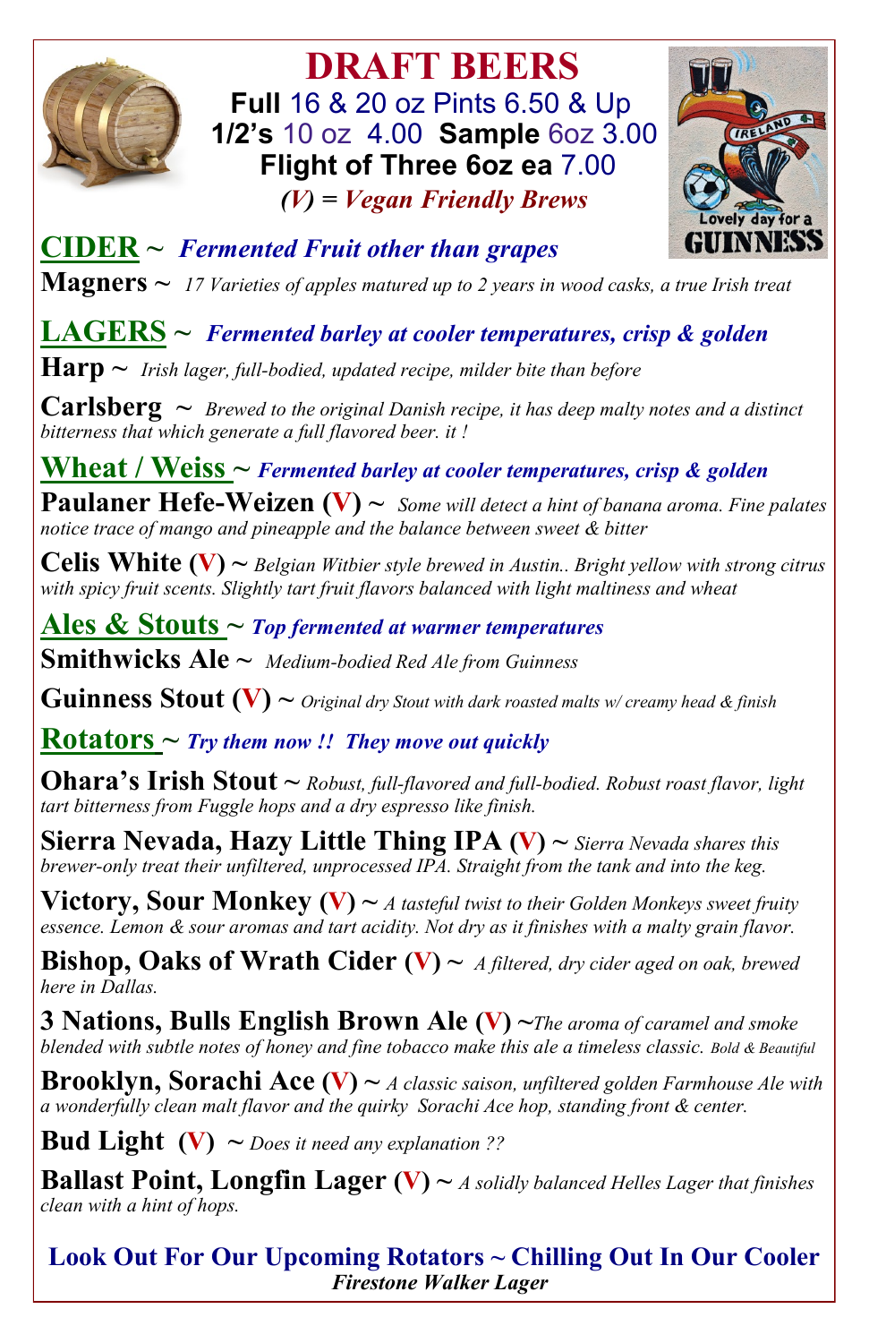# DRAFT BEERS

**Full** 16 & 20 oz Pints 6.50 & Up
**1/2's** 10 oz 4.00 **Sample** 6oz 3.00
**Flight of Three 6oz ea** 7.00
***(V) = Vegan Friendly Brews***

## CIDER ~ *Fermented Fruit other than grapes*

**Magners ~** *17 Varieties of apples matured up to 2 years in wood casks, a true Irish treat*

## LAGERS ~ *Fermented barley at cooler temperatures, crisp & golden*

**Harp ~** *Irish lager, full-bodied, updated recipe, milder bite than before*

**Carlsberg ~** *Brewed to the original Danish recipe, it has deep malty notes and a distinct bitterness that which generate a full flavored beer. it !*

## Wheat / Weiss ~ *Fermented barley at cooler temperatures, crisp & golden*

**Paulaner Hefe-Weizen (V) ~** *Some will detect a hint of banana aroma. Fine palates notice trace of mango and pineapple and the balance between sweet & bitter*

**Celis White (V) ~** *Belgian Witbier style brewed in Austin.. Bright yellow with strong citrus with spicy fruit scents. Slightly tart fruit flavors balanced with light maltiness and wheat*

## Ales & Stouts ~ *Top fermented at warmer temperatures*

**Smithwicks Ale ~** *Medium-bodied Red Ale from Guinness*

**Guinness Stout (V) ~** *Original dry Stout with dark roasted malts w/ creamy head & finish*

## Rotators ~ *Try them now !! They move out quickly*

**Ohara's Irish Stout ~** *Robust, full-flavored and full-bodied. Robust roast flavor, light tart bitterness from Fuggle hops and a dry espresso like finish.*

**Sierra Nevada, Hazy Little Thing IPA (V) ~** *Sierra Nevada shares this brewer-only treat their unfiltered, unprocessed IPA. Straight from the tank and into the keg.*

**Victory, Sour Monkey (V) ~** *A tasteful twist to their Golden Monkeys sweet fruity essence. Lemon & sour aromas and tart acidity. Not dry as it finishes with a malty grain flavor.*

**Bishop, Oaks of Wrath Cider (V) ~** *A filtered, dry cider aged on oak, brewed here in Dallas.*

**3 Nations, Bulls English Brown Ale (V) ~** *The aroma of caramel and smoke blended with subtle notes of honey and fine tobacco make this ale a timeless classic. Bold & Beautiful*

**Brooklyn, Sorachi Ace (V) ~** *A classic saison, unfiltered golden Farmhouse Ale with a wonderfully clean malt flavor and the quirky Sorachi Ace hop, standing front & center.*

**Bud Light (V) ~** *Does it need any explanation ??*

**Ballast Point, Longfin Lager (V) ~** *A solidly balanced Helles Lager that finishes clean with a hint of hops.*

**Look Out For Our Upcoming Rotators ~ Chilling Out In Our Cooler**
***Firestone Walker Lager***